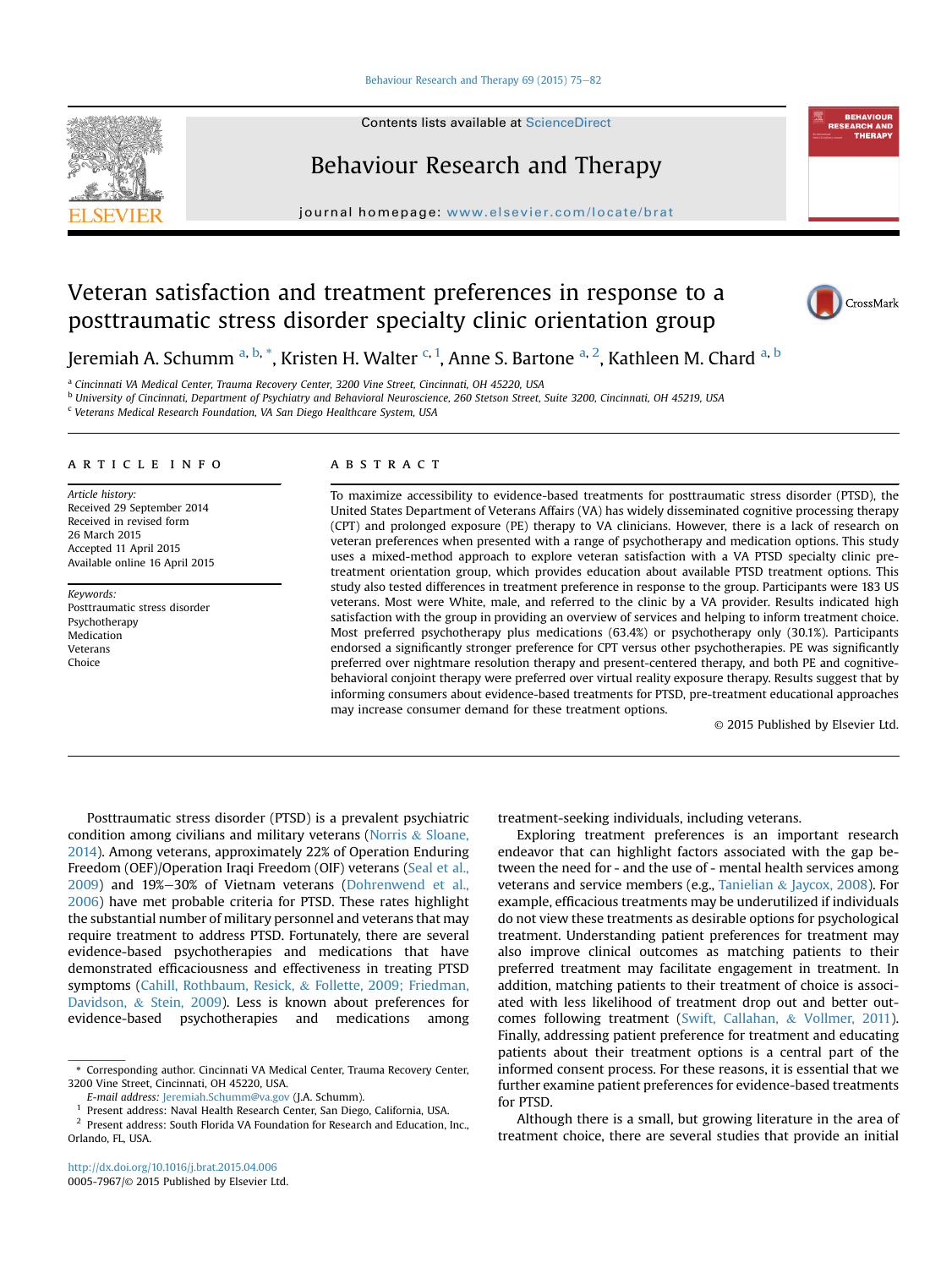# Veteran satisfaction and treatment preferences in response to a posttraumatic stress disorder specialty clinic orientation group

Jeremiah A. Schumm [a, b, *], Kristen H. Walter [c, 1], Anne S. Bartone [a, 2], Kathleen M. Chard [a, b]

[a] Cincinnati VA Medical Center, Trauma Recovery Center, 3200 Vine Street, Cincinnati, OH 45220, USA
[b] University of Cincinnati, Department of Psychiatry and Behavioral Neuroscience, 260 Stetson Street, Suite 3200, Cincinnati, OH 45219, USA
[c] Veterans Medical Research Foundation, VA San Diego Healthcare System, USA

## ARTICLE INFO

*Article history:*
Received 29 September 2014
Received in revised form
26 March 2015
Accepted 11 April 2015
Available online 16 April 2015

*Keywords:*
Posttraumatic stress disorder
Psychotherapy
Medication
Veterans
Choice

## ABSTRACT

To maximize accessibility to evidence-based treatments for posttraumatic stress disorder (PTSD), the United States Department of Veterans Affairs (VA) has widely disseminated cognitive processing therapy (CPT) and prolonged exposure (PE) therapy to VA clinicians. However, there is a lack of research on veteran preferences when presented with a range of psychotherapy and medication options. This study uses a mixed-method approach to explore veteran satisfaction with a VA PTSD specialty clinic pre-treatment orientation group, which provides education about available PTSD treatment options. This study also tested differences in treatment preference in response to the group. Participants were 183 US veterans. Most were White, male, and referred to the clinic by a VA provider. Results indicated high satisfaction with the group in providing an overview of services and helping to inform treatment choice. Most preferred psychotherapy plus medications (63.4%) or psychotherapy only (30.1%). Participants endorsed a significantly stronger preference for CPT versus other psychotherapies. PE was significantly preferred over nightmare resolution therapy and present-centered therapy, and both PE and cognitive-behavioral conjoint therapy were preferred over virtual reality exposure therapy. Results suggest that by informing consumers about evidence-based treatments for PTSD, pre-treatment educational approaches may increase consumer demand for these treatment options.

© 2015 Published by Elsevier Ltd.

Posttraumatic stress disorder (PTSD) is a prevalent psychiatric condition among civilians and military veterans (Norris & Sloane, 2014). Among veterans, approximately 22% of Operation Enduring Freedom (OEF)/Operation Iraqi Freedom (OIF) veterans (Seal et al., 2009) and 19%–30% of Vietnam veterans (Dohrenwend et al., 2006) have met probable criteria for PTSD. These rates highlight the substantial number of military personnel and veterans that may require treatment to address PTSD. Fortunately, there are several evidence-based psychotherapies and medications that have demonstrated efficaciousness and effectiveness in treating PTSD symptoms (Cahill, Rothbaum, Resick, & Follette, 2009; Friedman, Davidson, & Stein, 2009). Less is known about preferences for evidence-based psychotherapies and medications among treatment-seeking individuals, including veterans.

Exploring treatment preferences is an important research endeavor that can highlight factors associated with the gap between the need for - and the use of - mental health services among veterans and service members (e.g., Tanielian & Jaycox, 2008). For example, efficacious treatments may be underutilized if individuals do not view these treatments as desirable options for psychological treatment. Understanding patient preferences for treatment may also improve clinical outcomes as matching patients to their preferred treatment may facilitate engagement in treatment. In addition, matching patients to their treatment of choice is associated with less likelihood of treatment drop out and better outcomes following treatment (Swift, Callahan, & Vollmer, 2011). Finally, addressing patient preference for treatment and educating patients about their treatment options is a central part of the informed consent process. For these reasons, it is essential that we further examine patient preferences for evidence-based treatments for PTSD.

Although there is a small, but growing literature in the area of treatment choice, there are several studies that provide an initial

---

\* Corresponding author. Cincinnati VA Medical Center, Trauma Recovery Center, 3200 Vine Street, Cincinnati, OH 45220, USA.
*E-mail address:* Jeremiah.Schumm@va.gov (J.A. Schumm).
[1] Present address: Naval Health Research Center, San Diego, California, USA.
[2] Present address: South Florida VA Foundation for Research and Education, Inc., Orlando, FL, USA.

http://dx.doi.org/10.1016/j.brat.2015.04.006
0005-7967/© 2015 Published by Elsevier Ltd.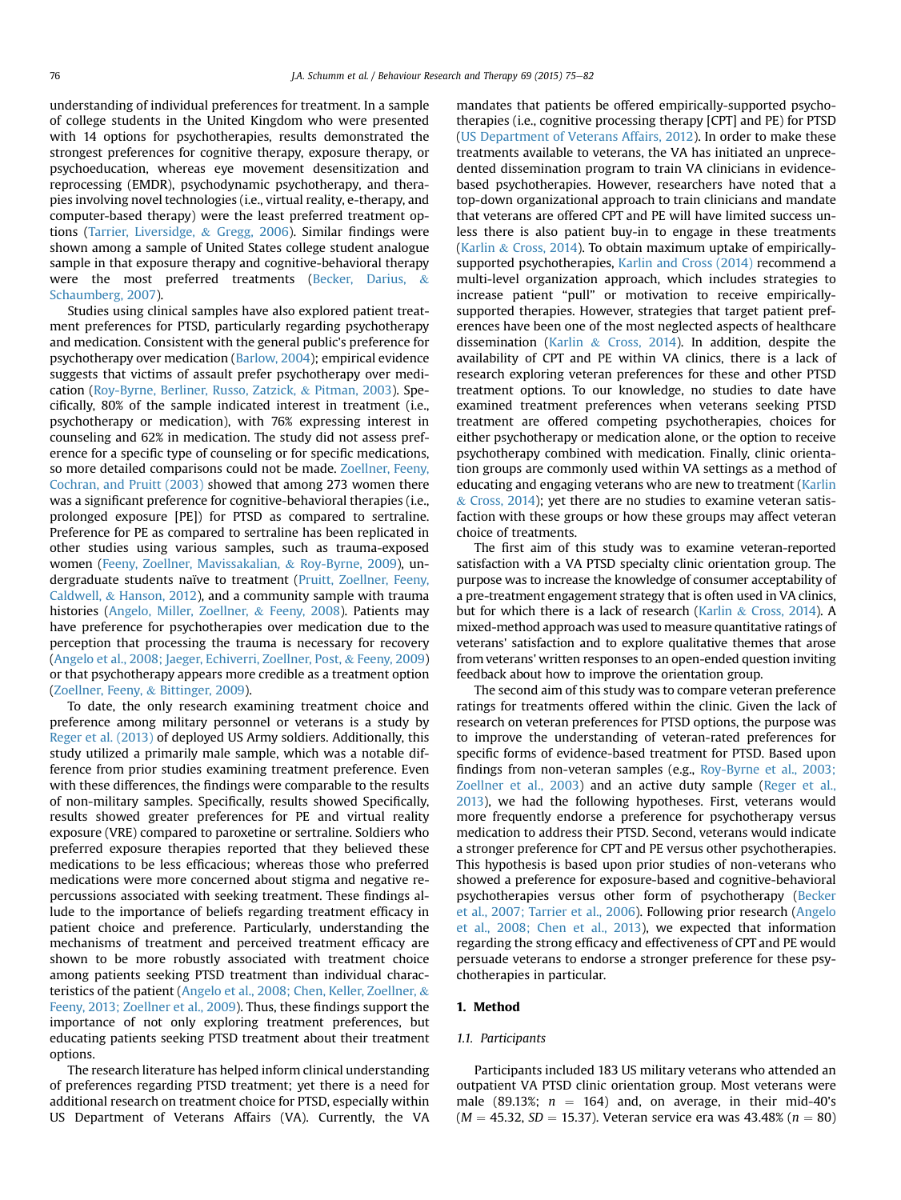understanding of individual preferences for treatment. In a sample of college students in the United Kingdom who were presented with 14 options for psychotherapies, results demonstrated the strongest preferences for cognitive therapy, exposure therapy, or psychoeducation, whereas eye movement desensitization and reprocessing (EMDR), psychodynamic psychotherapy, and therapies involving novel technologies (i.e., virtual reality, e-therapy, and computer-based therapy) were the least preferred treatment options (Tarrier, Liversidge, & Gregg, 2006). Similar findings were shown among a sample of United States college student analogue sample in that exposure therapy and cognitive-behavioral therapy were the most preferred treatments (Becker, Darius, & Schaumberg, 2007).

Studies using clinical samples have also explored patient treatment preferences for PTSD, particularly regarding psychotherapy and medication. Consistent with the general public's preference for psychotherapy over medication (Barlow, 2004); empirical evidence suggests that victims of assault prefer psychotherapy over medication (Roy-Byrne, Berliner, Russo, Zatzick, & Pitman, 2003). Specifically, 80% of the sample indicated interest in treatment (i.e., psychotherapy or medication), with 76% expressing interest in counseling and 62% in medication. The study did not assess preference for a specific type of counseling or for specific medications, so more detailed comparisons could not be made. Zoellner, Feeny, Cochran, and Pruitt (2003) showed that among 273 women there was a significant preference for cognitive-behavioral therapies (i.e., prolonged exposure [PE]) for PTSD as compared to sertraline. Preference for PE as compared to sertraline has been replicated in other studies using various samples, such as trauma-exposed women (Feeny, Zoellner, Mavissakalian, & Roy-Byrne, 2009), undergraduate students naïve to treatment (Pruitt, Zoellner, Feeny, Caldwell, & Hanson, 2012), and a community sample with trauma histories (Angelo, Miller, Zoellner, & Feeny, 2008). Patients may have preference for psychotherapies over medication due to the perception that processing the trauma is necessary for recovery (Angelo et al., 2008; Jaeger, Echiverri, Zoellner, Post, & Feeny, 2009) or that psychotherapy appears more credible as a treatment option (Zoellner, Feeny, & Bittinger, 2009).

To date, the only research examining treatment choice and preference among military personnel or veterans is a study by Reger et al. (2013) of deployed US Army soldiers. Additionally, this study utilized a primarily male sample, which was a notable difference from prior studies examining treatment preference. Even with these differences, the findings were comparable to the results of non-military samples. Specifically, results showed Specifically, results showed greater preferences for PE and virtual reality exposure (VRE) compared to paroxetine or sertraline. Soldiers who preferred exposure therapies reported that they believed these medications to be less efficacious; whereas those who preferred medications were more concerned about stigma and negative repercussions associated with seeking treatment. These findings allude to the importance of beliefs regarding treatment efficacy in patient choice and preference. Particularly, understanding the mechanisms of treatment and perceived treatment efficacy are shown to be more robustly associated with treatment choice among patients seeking PTSD treatment than individual characteristics of the patient (Angelo et al., 2008; Chen, Keller, Zoellner, & Feeny, 2013; Zoellner et al., 2009). Thus, these findings support the importance of not only exploring treatment preferences, but educating patients seeking PTSD treatment about their treatment options.

The research literature has helped inform clinical understanding of preferences regarding PTSD treatment; yet there is a need for additional research on treatment choice for PTSD, especially within US Department of Veterans Affairs (VA). Currently, the VA mandates that patients be offered empirically-supported psychotherapies (i.e., cognitive processing therapy [CPT] and PE) for PTSD (US Department of Veterans Affairs, 2012). In order to make these treatments available to veterans, the VA has initiated an unprecedented dissemination program to train VA clinicians in evidence-based psychotherapies. However, researchers have noted that a top-down organizational approach to train clinicians and mandate that veterans are offered CPT and PE will have limited success unless there is also patient buy-in to engage in these treatments (Karlin & Cross, 2014). To obtain maximum uptake of empirically-supported psychotherapies, Karlin and Cross (2014) recommend a multi-level organization approach, which includes strategies to increase patient "pull" or motivation to receive empirically-supported therapies. However, strategies that target patient preferences have been one of the most neglected aspects of healthcare dissemination (Karlin & Cross, 2014). In addition, despite the availability of CPT and PE within VA clinics, there is a lack of research exploring veteran preferences for these and other PTSD treatment options. To our knowledge, no studies to date have examined treatment preferences when veterans seeking PTSD treatment are offered competing psychotherapies, choices for either psychotherapy or medication alone, or the option to receive psychotherapy combined with medication. Finally, clinic orientation groups are commonly used within VA settings as a method of educating and engaging veterans who are new to treatment (Karlin & Cross, 2014); yet there are no studies to examine veteran satisfaction with these groups or how these groups may affect veteran choice of treatments.

The first aim of this study was to examine veteran-reported satisfaction with a VA PTSD specialty clinic orientation group. The purpose was to increase the knowledge of consumer acceptability of a pre-treatment engagement strategy that is often used in VA clinics, but for which there is a lack of research (Karlin & Cross, 2014). A mixed-method approach was used to measure quantitative ratings of veterans' satisfaction and to explore qualitative themes that arose from veterans' written responses to an open-ended question inviting feedback about how to improve the orientation group.

The second aim of this study was to compare veteran preference ratings for treatments offered within the clinic. Given the lack of research on veteran preferences for PTSD options, the purpose was to improve the understanding of veteran-rated preferences for specific forms of evidence-based treatment for PTSD. Based upon findings from non-veteran samples (e.g., Roy-Byrne et al., 2003; Zoellner et al., 2003) and an active duty sample (Reger et al., 2013), we had the following hypotheses. First, veterans would more frequently endorse a preference for psychotherapy versus medication to address their PTSD. Second, veterans would indicate a stronger preference for CPT and PE versus other psychotherapies. This hypothesis is based upon prior studies of non-veterans who showed a preference for exposure-based and cognitive-behavioral psychotherapies versus other form of psychotherapy (Becker et al., 2007; Tarrier et al., 2006). Following prior research (Angelo et al., 2008; Chen et al., 2013), we expected that information regarding the strong efficacy and effectiveness of CPT and PE would persuade veterans to endorse a stronger preference for these psychotherapies in particular.

## 1. Method

### 1.1. Participants

Participants included 183 US military veterans who attended an outpatient VA PTSD clinic orientation group. Most veterans were male (89.13%; $n = 164$) and, on average, in their mid-40's ($M = 45.32$, $SD = 15.37$). Veteran service era was 43.48% ($n = 80$)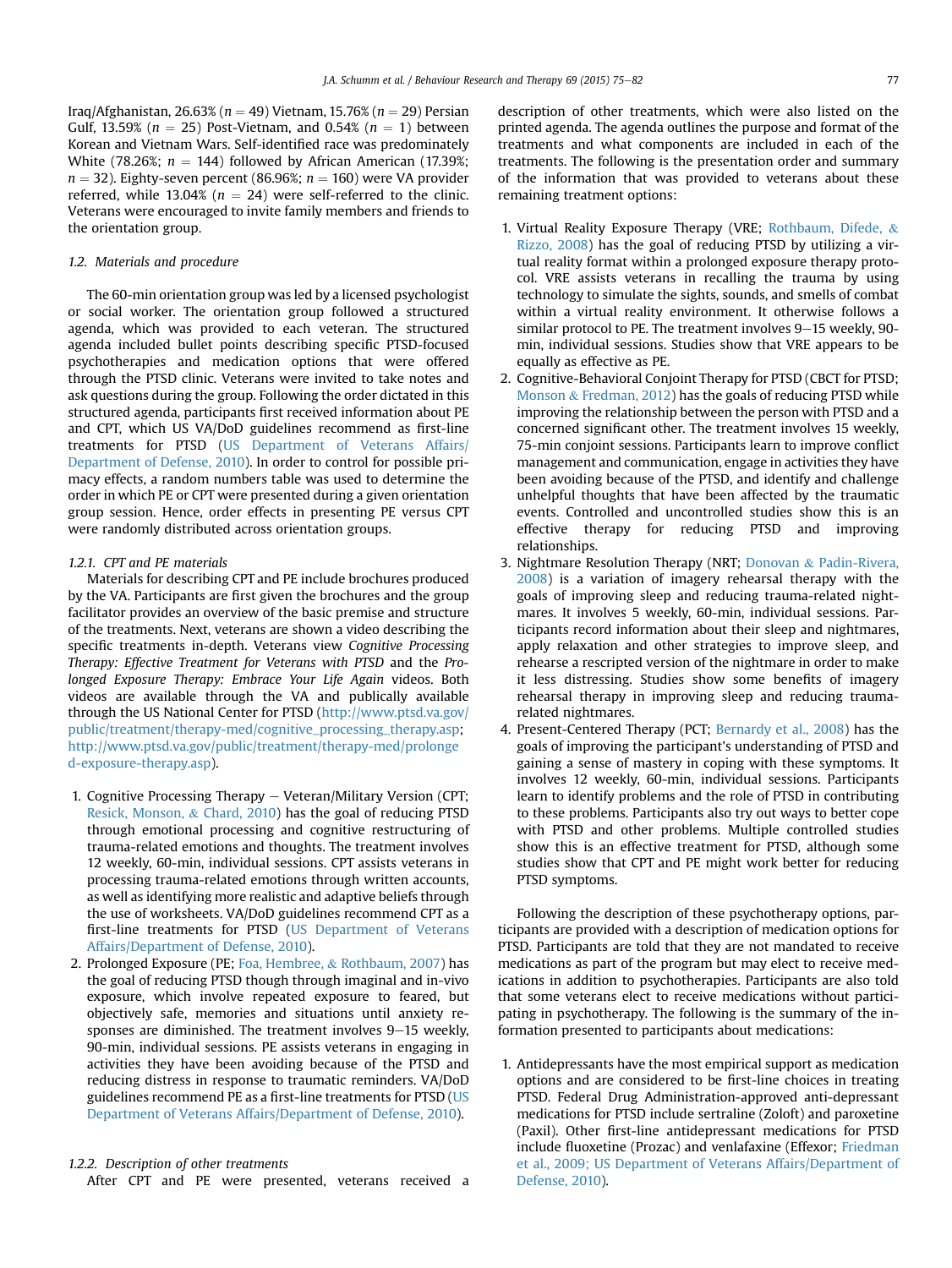Iraq/Afghanistan, 26.63% ($n = 49$) Vietnam, 15.76% ($n = 29$) Persian Gulf, 13.59% ($n = 25$) Post-Vietnam, and 0.54% ($n = 1$) between Korean and Vietnam Wars. Self-identified race was predominately White (78.26%; $n = 144$) followed by African American (17.39%; $n = 32$). Eighty-seven percent (86.96%; $n = 160$) were VA provider referred, while 13.04% ($n = 24$) were self-referred to the clinic. Veterans were encouraged to invite family members and friends to the orientation group.

### 1.2. Materials and procedure

The 60-min orientation group was led by a licensed psychologist or social worker. The orientation group followed a structured agenda, which was provided to each veteran. The structured agenda included bullet points describing specific PTSD-focused psychotherapies and medication options that were offered through the PTSD clinic. Veterans were invited to take notes and ask questions during the group. Following the order dictated in this structured agenda, participants first received information about PE and CPT, which US VA/DoD guidelines recommend as first-line treatments for PTSD (US Department of Veterans Affairs/Department of Defense, 2010). In order to control for possible primacy effects, a random numbers table was used to determine the order in which PE or CPT were presented during a given orientation group session. Hence, order effects in presenting PE versus CPT were randomly distributed across orientation groups.

#### 1.2.1. CPT and PE materials

Materials for describing CPT and PE include brochures produced by the VA. Participants are first given the brochures and the group facilitator provides an overview of the basic premise and structure of the treatments. Next, veterans are shown a video describing the specific treatments in-depth. Veterans view *Cognitive Processing Therapy: Effective Treatment for Veterans with PTSD* and the *Prolonged Exposure Therapy: Embrace Your Life Again* videos. Both videos are available through the VA and publically available through the US National Center for PTSD (http://www.ptsd.va.gov/public/treatment/therapy-med/cognitive_processing_therapy.asp; http://www.ptsd.va.gov/public/treatment/therapy-med/prolonged-exposure-therapy.asp).

1. Cognitive Processing Therapy − Veteran/Military Version (CPT; Resick, Monson, & Chard, 2010) has the goal of reducing PTSD through emotional processing and cognitive restructuring of trauma-related emotions and thoughts. The treatment involves 12 weekly, 60-min, individual sessions. CPT assists veterans in processing trauma-related emotions through written accounts, as well as identifying more realistic and adaptive beliefs through the use of worksheets. VA/DoD guidelines recommend CPT as a first-line treatments for PTSD (US Department of Veterans Affairs/Department of Defense, 2010).
2. Prolonged Exposure (PE; Foa, Hembree, & Rothbaum, 2007) has the goal of reducing PTSD though through imaginal and in-vivo exposure, which involve repeated exposure to feared, but objectively safe, memories and situations until anxiety responses are diminished. The treatment involves 9–15 weekly, 90-min, individual sessions. PE assists veterans in engaging in activities they have been avoiding because of the PTSD and reducing distress in response to traumatic reminders. VA/DoD guidelines recommend PE as a first-line treatments for PTSD (US Department of Veterans Affairs/Department of Defense, 2010).

#### 1.2.2. Description of other treatments

After CPT and PE were presented, veterans received a description of other treatments, which were also listed on the printed agenda. The agenda outlines the purpose and format of the treatments and what components are included in each of the treatments. The following is the presentation order and summary of the information that was provided to veterans about these remaining treatment options:

1. Virtual Reality Exposure Therapy (VRE; Rothbaum, Difede, & Rizzo, 2008) has the goal of reducing PTSD by utilizing a virtual reality format within a prolonged exposure therapy protocol. VRE assists veterans in recalling the trauma by using technology to simulate the sights, sounds, and smells of combat within a virtual reality environment. It otherwise follows a similar protocol to PE. The treatment involves 9–15 weekly, 90-min, individual sessions. Studies show that VRE appears to be equally as effective as PE.
2. Cognitive-Behavioral Conjoint Therapy for PTSD (CBCT for PTSD; Monson & Fredman, 2012) has the goals of reducing PTSD while improving the relationship between the person with PTSD and a concerned significant other. The treatment involves 15 weekly, 75-min conjoint sessions. Participants learn to improve conflict management and communication, engage in activities they have been avoiding because of the PTSD, and identify and challenge unhelpful thoughts that have been affected by the traumatic events. Controlled and uncontrolled studies show this is an effective therapy for reducing PTSD and improving relationships.
3. Nightmare Resolution Therapy (NRT; Donovan & Padin-Rivera, 2008) is a variation of imagery rehearsal therapy with the goals of improving sleep and reducing trauma-related nightmares. It involves 5 weekly, 60-min, individual sessions. Participants record information about their sleep and nightmares, apply relaxation and other strategies to improve sleep, and rehearse a rescripted version of the nightmare in order to make it less distressing. Studies show some benefits of imagery rehearsal therapy in improving sleep and reducing trauma-related nightmares.
4. Present-Centered Therapy (PCT; Bernardy et al., 2008) has the goals of improving the participant's understanding of PTSD and gaining a sense of mastery in coping with these symptoms. It involves 12 weekly, 60-min, individual sessions. Participants learn to identify problems and the role of PTSD in contributing to these problems. Participants also try out ways to better cope with PTSD and other problems. Multiple controlled studies show this is an effective treatment for PTSD, although some studies show that CPT and PE might work better for reducing PTSD symptoms.

Following the description of these psychotherapy options, participants are provided with a description of medication options for PTSD. Participants are told that they are not mandated to receive medications as part of the program but may elect to receive medications in addition to psychotherapies. Participants are also told that some veterans elect to receive medications without participating in psychotherapy. The following is the summary of the information presented to participants about medications:

1. Antidepressants have the most empirical support as medication options and are considered to be first-line choices in treating PTSD. Federal Drug Administration-approved anti-depressant medications for PTSD include sertraline (Zoloft) and paroxetine (Paxil). Other first-line antidepressant medications for PTSD include fluoxetine (Prozac) and venlafaxine (Effexor; Friedman et al., 2009; US Department of Veterans Affairs/Department of Defense, 2010).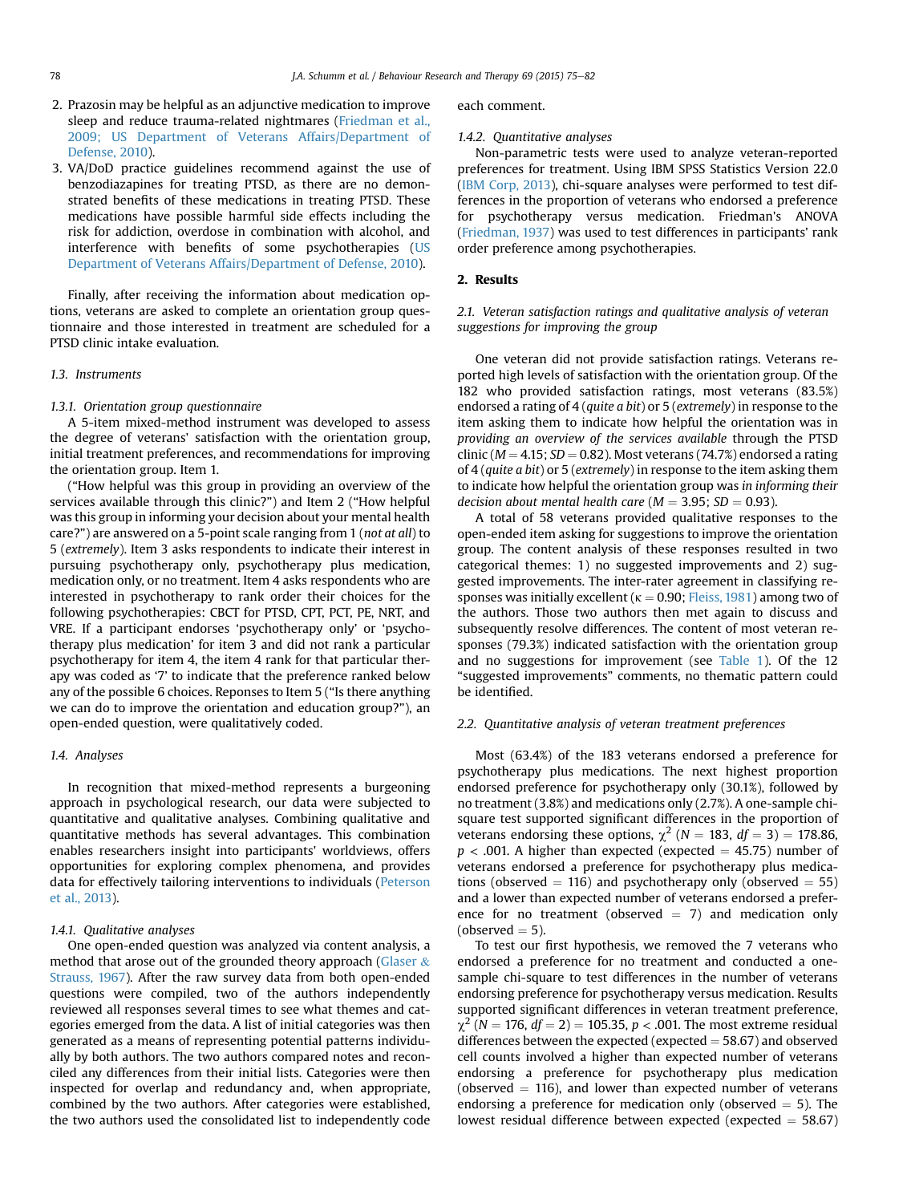2. Prazosin may be helpful as an adjunctive medication to improve sleep and reduce trauma-related nightmares (Friedman et al., 2009; US Department of Veterans Affairs/Department of Defense, 2010).
3. VA/DoD practice guidelines recommend against the use of benzodiazapines for treating PTSD, as there are no demonstrated benefits of these medications in treating PTSD. These medications have possible harmful side effects including the risk for addiction, overdose in combination with alcohol, and interference with benefits of some psychotherapies (US Department of Veterans Affairs/Department of Defense, 2010).

Finally, after receiving the information about medication options, veterans are asked to complete an orientation group questionnaire and those interested in treatment are scheduled for a PTSD clinic intake evaluation.

### 1.3. Instruments

#### 1.3.1. Orientation group questionnaire

A 5-item mixed-method instrument was developed to assess the degree of veterans' satisfaction with the orientation group, initial treatment preferences, and recommendations for improving the orientation group. Item 1.

("How helpful was this group in providing an overview of the services available through this clinic?") and Item 2 ("How helpful was this group in informing your decision about your mental health care?") are answered on a 5-point scale ranging from 1 (*not at all*) to 5 (*extremely*). Item 3 asks respondents to indicate their interest in pursuing psychotherapy only, psychotherapy plus medication, medication only, or no treatment. Item 4 asks respondents who are interested in psychotherapy to rank order their choices for the following psychotherapies: CBCT for PTSD, CPT, PCT, PE, NRT, and VRE. If a participant endorses 'psychotherapy only' or 'psychotherapy plus medication' for item 3 and did not rank a particular psychotherapy for item 4, the item 4 rank for that particular therapy was coded as '7' to indicate that the preference ranked below any of the possible 6 choices. Reponses to Item 5 ("Is there anything we can do to improve the orientation and education group?"), an open-ended question, were qualitatively coded.

### 1.4. Analyses

In recognition that mixed-method represents a burgeoning approach in psychological research, our data were subjected to quantitative and qualitative analyses. Combining qualitative and quantitative methods has several advantages. This combination enables researchers insight into participants' worldviews, offers opportunities for exploring complex phenomena, and provides data for effectively tailoring interventions to individuals (Peterson et al., 2013).

#### 1.4.1. Qualitative analyses

One open-ended question was analyzed via content analysis, a method that arose out of the grounded theory approach (Glaser & Strauss, 1967). After the raw survey data from both open-ended questions were compiled, two of the authors independently reviewed all responses several times to see what themes and categories emerged from the data. A list of initial categories was then generated as a means of representing potential patterns individually by both authors. The two authors compared notes and reconciled any differences from their initial lists. Categories were then inspected for overlap and redundancy and, when appropriate, combined by the two authors. After categories were established, the two authors used the consolidated list to independently code each comment.

#### 1.4.2. Quantitative analyses

Non-parametric tests were used to analyze veteran-reported preferences for treatment. Using IBM SPSS Statistics Version 22.0 (IBM Corp, 2013), chi-square analyses were performed to test differences in the proportion of veterans who endorsed a preference for psychotherapy versus medication. Friedman's ANOVA (Friedman, 1937) was used to test differences in participants' rank order preference among psychotherapies.

## 2. Results

### 2.1. Veteran satisfaction ratings and qualitative analysis of veteran suggestions for improving the group

One veteran did not provide satisfaction ratings. Veterans reported high levels of satisfaction with the orientation group. Of the 182 who provided satisfaction ratings, most veterans (83.5%) endorsed a rating of 4 (*quite a bit*) or 5 (*extremely*) in response to the item asking them to indicate how helpful the orientation was in *providing an overview of the services available* through the PTSD clinic ($M = 4.15$; $SD = 0.82$). Most veterans (74.7%) endorsed a rating of 4 (*quite a bit*) or 5 (*extremely*) in response to the item asking them to indicate how helpful the orientation group was *in informing their decision about mental health care* ($M = 3.95$; $SD = 0.93$).

A total of 58 veterans provided qualitative responses to the open-ended item asking for suggestions to improve the orientation group. The content analysis of these responses resulted in two categorical themes: 1) no suggested improvements and 2) suggested improvements. The inter-rater agreement in classifying responses was initially excellent ($\kappa = 0.90$; Fleiss, 1981) among two of the authors. Those two authors then met again to discuss and subsequently resolve differences. The content of most veteran responses (79.3%) indicated satisfaction with the orientation group and no suggestions for improvement (see Table 1). Of the 12 "suggested improvements" comments, no thematic pattern could be identified.

### 2.2. Quantitative analysis of veteran treatment preferences

Most (63.4%) of the 183 veterans endorsed a preference for psychotherapy plus medications. The next highest proportion endorsed preference for psychotherapy only (30.1%), followed by no treatment (3.8%) and medications only (2.7%). A one-sample chi-square test supported significant differences in the proportion of veterans endorsing these options, $\chi^2$ ($N = 183$, $df = 3$) $= 178.86$, $p < .001$. A higher than expected (expected $= 45.75$) number of veterans endorsed a preference for psychotherapy plus medications (observed $= 116$) and psychotherapy only (observed $= 55$) and a lower than expected number of veterans endorsed a preference for no treatment (observed $= 7$) and medication only (observed $= 5$).

To test our first hypothesis, we removed the 7 veterans who endorsed a preference for no treatment and conducted a one-sample chi-square to test differences in the number of veterans endorsing preference for psychotherapy versus medication. Results supported significant differences in veteran treatment preference, $\chi^2$ ($N = 176$, $df = 2$) $= 105.35$, $p < .001$. The most extreme residual differences between the expected (expected $= 58.67$) and observed cell counts involved a higher than expected number of veterans endorsing a preference for psychotherapy plus medication (observed $= 116$), and lower than expected number of veterans endorsing a preference for medication only (observed $= 5$). The lowest residual difference between expected (expected $= 58.67$)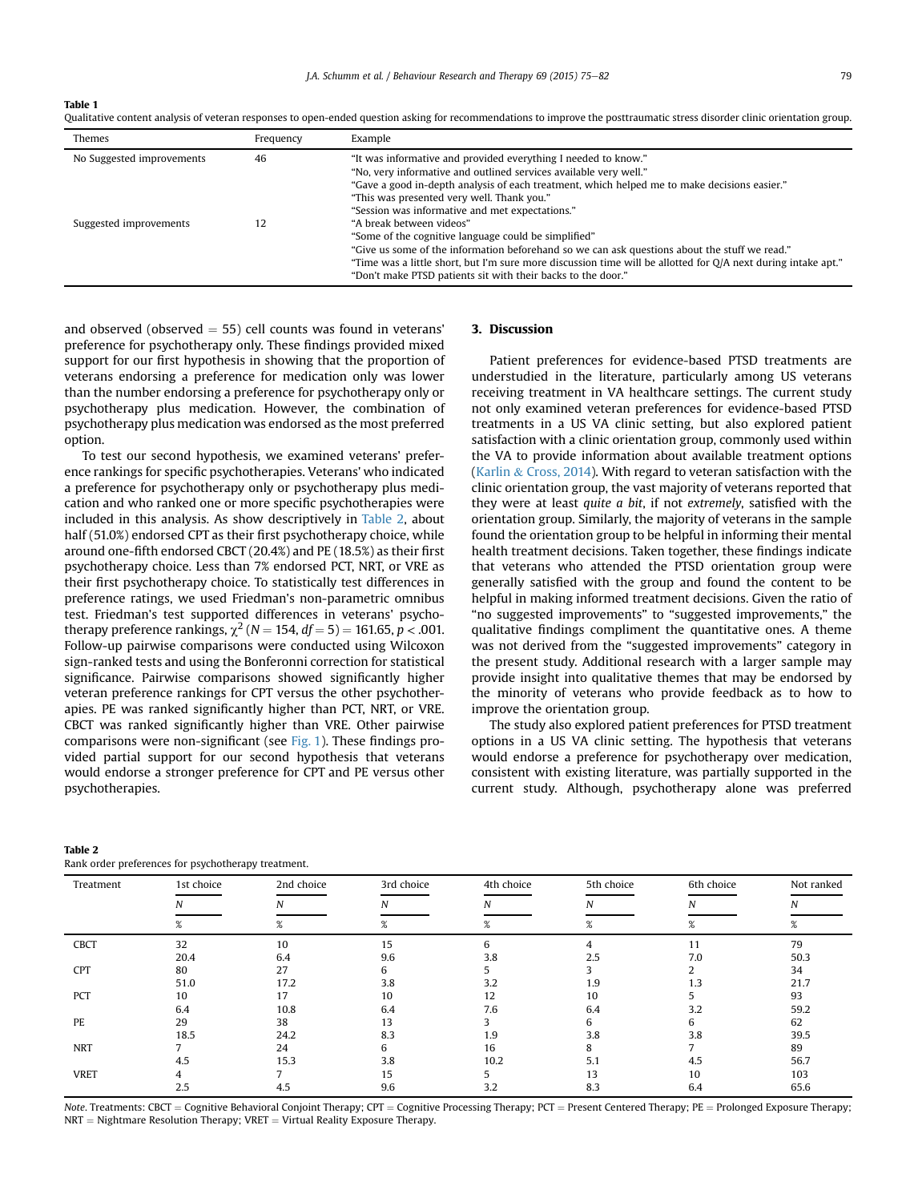**Table 1**
Qualitative content analysis of veteran responses to open-ended question asking for recommendations to improve the posttraumatic stress disorder clinic orientation group.

| Themes | Frequency | Example |
|---|---|---|
| No Suggested improvements | 46 | "It was informative and provided everything I needed to know." "No, very informative and outlined services available very well." "Gave a good in-depth analysis of each treatment, which helped me to make decisions easier." "This was presented very well. Thank you." "Session was informative and met expectations." |
| Suggested improvements | 12 | "A break between videos" "Some of the cognitive language could be simplified" "Give us some of the information beforehand so we can ask questions about the stuff we read." "Time was a little short, but I'm sure more discussion time will be allotted for Q/A next during intake apt." "Don't make PTSD patients sit with their backs to the door." |

and observed (observed = 55) cell counts was found in veterans' preference for psychotherapy only. These findings provided mixed support for our first hypothesis in showing that the proportion of veterans endorsing a preference for medication only was lower than the number endorsing a preference for psychotherapy only or psychotherapy plus medication. However, the combination of psychotherapy plus medication was endorsed as the most preferred option.

To test our second hypothesis, we examined veterans' preference rankings for specific psychotherapies. Veterans' who indicated a preference for psychotherapy only or psychotherapy plus medication and who ranked one or more specific psychotherapies were included in this analysis. As show descriptively in Table 2, about half (51.0%) endorsed CPT as their first psychotherapy choice, while around one-fifth endorsed CBCT (20.4%) and PE (18.5%) as their first psychotherapy choice. Less than 7% endorsed PCT, NRT, or VRE as their first psychotherapy choice. To statistically test differences in preference ratings, we used Friedman's non-parametric omnibus test. Friedman's test supported differences in veterans' psychotherapy preference rankings, $\chi^2$ ($N = 154$, $df = 5$) = 161.65, $p < .001$. Follow-up pairwise comparisons were conducted using Wilcoxon sign-ranked tests and using the Bonferonni correction for statistical significance. Pairwise comparisons showed significantly higher veteran preference rankings for CPT versus the other psychotherapies. PE was ranked significantly higher than PCT, NRT, or VRE. CBCT was ranked significantly higher than VRE. Other pairwise comparisons were non-significant (see Fig. 1). These findings provided partial support for our second hypothesis that veterans would endorse a stronger preference for CPT and PE versus other psychotherapies.

## 3. Discussion

Patient preferences for evidence-based PTSD treatments are understudied in the literature, particularly among US veterans receiving treatment in VA healthcare settings. The current study not only examined veteran preferences for evidence-based PTSD treatments in a US VA clinic setting, but also explored patient satisfaction with a clinic orientation group, commonly used within the VA to provide information about available treatment options (Karlin & Cross, 2014). With regard to veteran satisfaction with the clinic orientation group, the vast majority of veterans reported that they were at least *quite a bit*, if not *extremely*, satisfied with the orientation group. Similarly, the majority of veterans in the sample found the orientation group to be helpful in informing their mental health treatment decisions. Taken together, these findings indicate that veterans who attended the PTSD orientation group were generally satisfied with the group and found the content to be helpful in making informed treatment decisions. Given the ratio of "no suggested improvements" to "suggested improvements," the qualitative findings compliment the quantitative ones. A theme was not derived from the "suggested improvements" category in the present study. Additional research with a larger sample may provide insight into qualitative themes that may be endorsed by the minority of veterans who provide feedback as to how to improve the orientation group.

The study also explored patient preferences for PTSD treatment options in a US VA clinic setting. The hypothesis that veterans would endorse a preference for psychotherapy over medication, consistent with existing literature, was partially supported in the current study. Although, psychotherapy alone was preferred

**Table 2**
Rank order preferences for psychotherapy treatment.

| Treatment | 1st choice | 2nd choice | 3rd choice | 4th choice | 5th choice | 6th choice | Not ranked |
|---|---|---|---|---|---|---|---|
| | N | N | N | N | N | N | N |
| | % | % | % | % | % | % | % |
| CBCT | 32 | 10 | 15 | 6 | 4 | 11 | 79 |
| | 20.4 | 6.4 | 9.6 | 3.8 | 2.5 | 7.0 | 50.3 |
| CPT | 80 | 27 | 6 | 5 | 3 | 2 | 34 |
| | 51.0 | 17.2 | 3.8 | 3.2 | 1.9 | 1.3 | 21.7 |
| PCT | 10 | 17 | 10 | 12 | 10 | 5 | 93 |
| | 6.4 | 10.8 | 6.4 | 7.6 | 6.4 | 3.2 | 59.2 |
| PE | 29 | 38 | 13 | 3 | 6 | 6 | 62 |
| | 18.5 | 24.2 | 8.3 | 1.9 | 3.8 | 3.8 | 39.5 |
| NRT | 7 | 24 | 6 | 16 | 8 | 7 | 89 |
| | 4.5 | 15.3 | 3.8 | 10.2 | 5.1 | 4.5 | 56.7 |
| VRET | 4 | 7 | 15 | 5 | 13 | 10 | 103 |
| | 2.5 | 4.5 | 9.6 | 3.2 | 8.3 | 6.4 | 65.6 |

*Note*. Treatments: CBCT = Cognitive Behavioral Conjoint Therapy; CPT = Cognitive Processing Therapy; PCT = Present Centered Therapy; PE = Prolonged Exposure Therapy; NRT = Nightmare Resolution Therapy; VRET = Virtual Reality Exposure Therapy.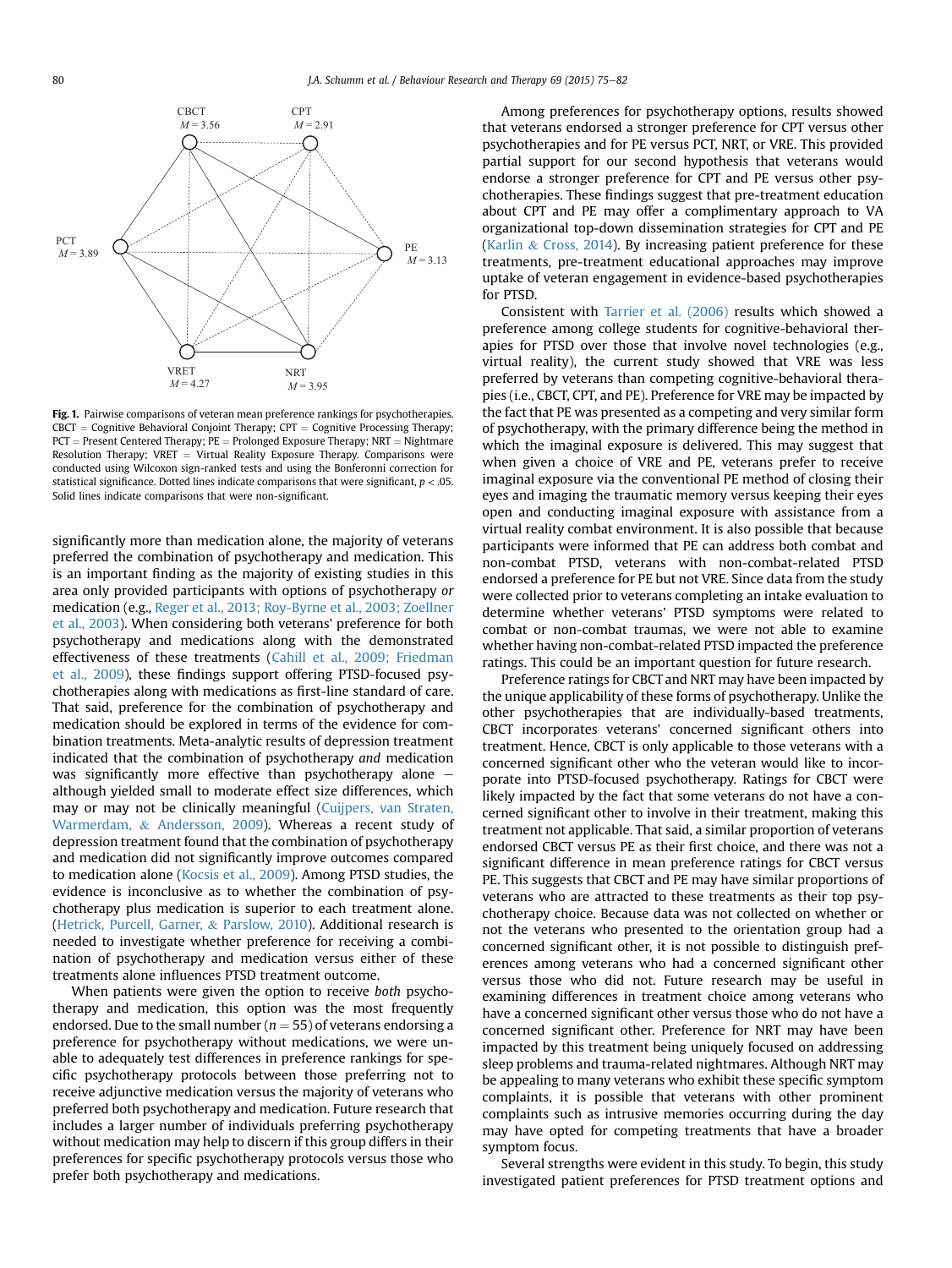CBCT
$M = 3.56$

CPT
$M = 2.91$

PCT
$M = 3.89$

PE
$M = 3.13$

VRET
$M = 4.27$

NRT
$M = 3.95$

**Fig. 1.** Pairwise comparisons of veteran mean preference rankings for psychotherapies. CBCT = Cognitive Behavioral Conjoint Therapy; CPT = Cognitive Processing Therapy; PCT = Present Centered Therapy; PE = Prolonged Exposure Therapy; NRT = Nightmare Resolution Therapy; VRET = Virtual Reality Exposure Therapy. Comparisons were conducted using Wilcoxon sign-ranked tests and using the Bonferonni correction for statistical significance. Dotted lines indicate comparisons that were significant, $p < .05$. Solid lines indicate comparisons that were non-significant.

significantly more than medication alone, the majority of veterans preferred the combination of psychotherapy and medication. This is an important finding as the majority of existing studies in this area only provided participants with options of psychotherapy *or* medication (e.g., Reger et al., 2013; Roy-Byrne et al., 2003; Zoellner et al., 2003). When considering both veterans' preference for both psychotherapy and medications along with the demonstrated effectiveness of these treatments (Cahill et al., 2009; Friedman et al., 2009), these findings support offering PTSD-focused psychotherapies along with medications as first-line standard of care. That said, preference for the combination of psychotherapy and medication should be explored in terms of the evidence for combination treatments. Meta-analytic results of depression treatment indicated that the combination of psychotherapy *and* medication was significantly more effective than psychotherapy alone − although yielded small to moderate effect size differences, which may or may not be clinically meaningful (Cuijpers, van Straten, Warmerdam, & Andersson, 2009). Whereas a recent study of depression treatment found that the combination of psychotherapy and medication did not significantly improve outcomes compared to medication alone (Kocsis et al., 2009). Among PTSD studies, the evidence is inconclusive as to whether the combination of psychotherapy plus medication is superior to each treatment alone. (Hetrick, Purcell, Garner, & Parslow, 2010). Additional research is needed to investigate whether preference for receiving a combination of psychotherapy and medication versus either of these treatments alone influences PTSD treatment outcome.

When patients were given the option to receive *both* psychotherapy and medication, this option was the most frequently endorsed. Due to the small number ($n = 55$) of veterans endorsing a preference for psychotherapy without medications, we were unable to adequately test differences in preference rankings for specific psychotherapy protocols between those preferring not to receive adjunctive medication versus the majority of veterans who preferred both psychotherapy and medication. Future research that includes a larger number of individuals preferring psychotherapy without medication may help to discern if this group differs in their preferences for specific psychotherapy protocols versus those who prefer both psychotherapy and medications.

Among preferences for psychotherapy options, results showed that veterans endorsed a stronger preference for CPT versus other psychotherapies and for PE versus PCT, NRT, or VRE. This provided partial support for our second hypothesis that veterans would endorse a stronger preference for CPT and PE versus other psychotherapies. These findings suggest that pre-treatment education about CPT and PE may offer a complimentary approach to VA organizational top-down dissemination strategies for CPT and PE (Karlin & Cross, 2014). By increasing patient preference for these treatments, pre-treatment educational approaches may improve uptake of veteran engagement in evidence-based psychotherapies for PTSD.

Consistent with Tarrier et al. (2006) results which showed a preference among college students for cognitive-behavioral therapies for PTSD over those that involve novel technologies (e.g., virtual reality), the current study showed that VRE was less preferred by veterans than competing cognitive-behavioral therapies (i.e., CBCT, CPT, and PE). Preference for VRE may be impacted by the fact that PE was presented as a competing and very similar form of psychotherapy, with the primary difference being the method in which the imaginal exposure is delivered. This may suggest that when given a choice of VRE and PE, veterans prefer to receive imaginal exposure via the conventional PE method of closing their eyes and imaging the traumatic memory versus keeping their eyes open and conducting imaginal exposure with assistance from a virtual reality combat environment. It is also possible that because participants were informed that PE can address both combat and non-combat PTSD, veterans with non-combat-related PTSD endorsed a preference for PE but not VRE. Since data from the study were collected prior to veterans completing an intake evaluation to determine whether veterans' PTSD symptoms were related to combat or non-combat traumas, we were not able to examine whether having non-combat-related PTSD impacted the preference ratings. This could be an important question for future research.

Preference ratings for CBCT and NRT may have been impacted by the unique applicability of these forms of psychotherapy. Unlike the other psychotherapies that are individually-based treatments, CBCT incorporates veterans' concerned significant others into treatment. Hence, CBCT is only applicable to those veterans with a concerned significant other who the veteran would like to incorporate into PTSD-focused psychotherapy. Ratings for CBCT were likely impacted by the fact that some veterans do not have a concerned significant other to involve in their treatment, making this treatment not applicable. That said, a similar proportion of veterans endorsed CBCT versus PE as their first choice, and there was not a significant difference in mean preference ratings for CBCT versus PE. This suggests that CBCT and PE may have similar proportions of veterans who are attracted to these treatments as their top psychotherapy choice. Because data was not collected on whether or not the veterans who presented to the orientation group had a concerned significant other, it is not possible to distinguish preferences among veterans who had a concerned significant other versus those who did not. Future research may be useful in examining differences in treatment choice among veterans who have a concerned significant other versus those who do not have a concerned significant other. Preference for NRT may have been impacted by this treatment being uniquely focused on addressing sleep problems and trauma-related nightmares. Although NRT may be appealing to many veterans who exhibit these specific symptom complaints, it is possible that veterans with other prominent complaints such as intrusive memories occurring during the day may have opted for competing treatments that have a broader symptom focus.

Several strengths were evident in this study. To begin, this study investigated patient preferences for PTSD treatment options and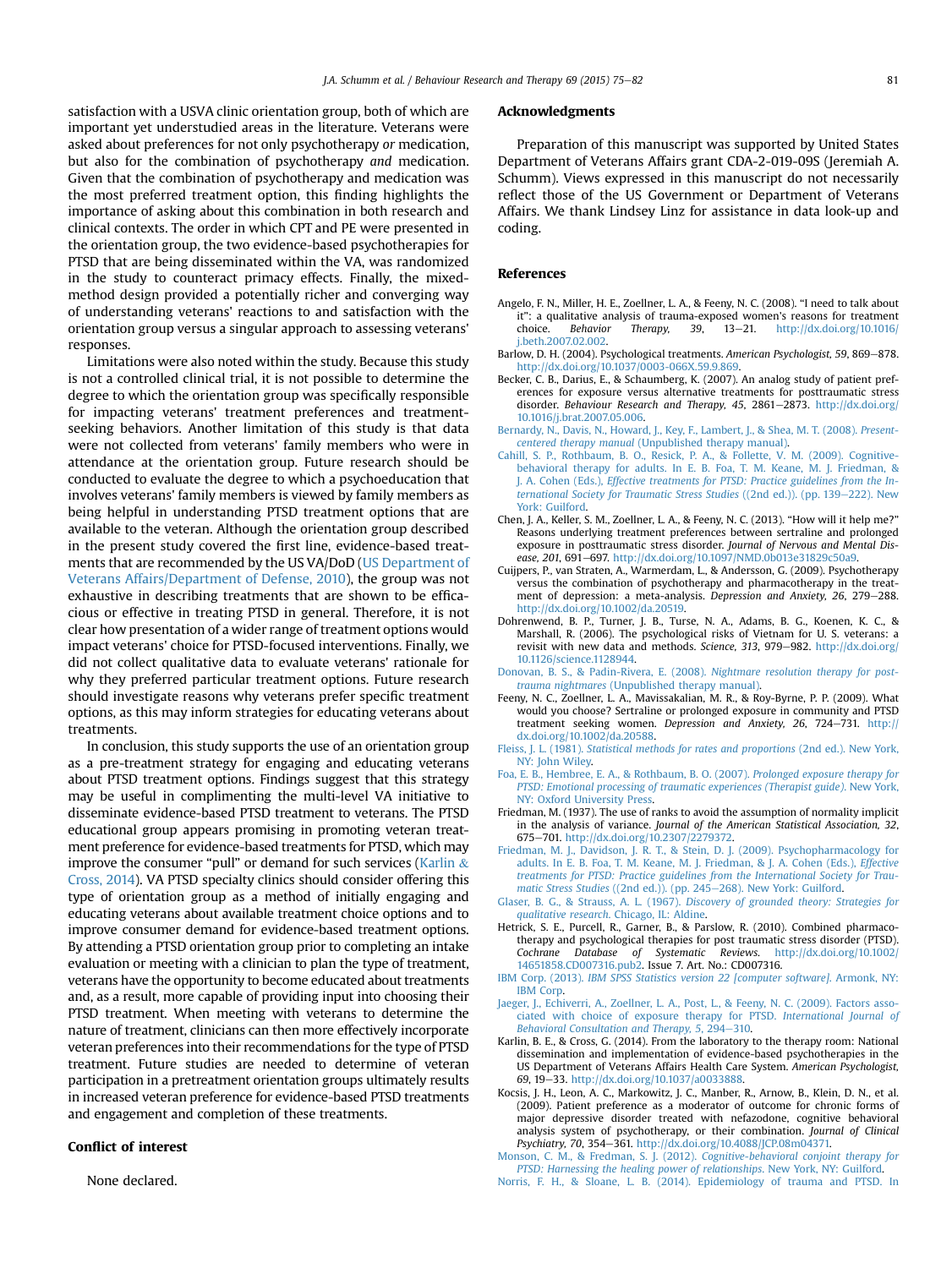satisfaction with a USVA clinic orientation group, both of which are important yet understudied areas in the literature. Veterans were asked about preferences for not only psychotherapy *or* medication, but also for the combination of psychotherapy *and* medication. Given that the combination of psychotherapy and medication was the most preferred treatment option, this finding highlights the importance of asking about this combination in both research and clinical contexts. The order in which CPT and PE were presented in the orientation group, the two evidence-based psychotherapies for PTSD that are being disseminated within the VA, was randomized in the study to counteract primacy effects. Finally, the mixed-method design provided a potentially richer and converging way of understanding veterans' reactions to and satisfaction with the orientation group versus a singular approach to assessing veterans' responses.

Limitations were also noted within the study. Because this study is not a controlled clinical trial, it is not possible to determine the degree to which the orientation group was specifically responsible for impacting veterans' treatment preferences and treatment-seeking behaviors. Another limitation of this study is that data were not collected from veterans' family members who were in attendance at the orientation group. Future research should be conducted to evaluate the degree to which a psychoeducation that involves veterans' family members is viewed by family members as being helpful in understanding PTSD treatment options that are available to the veteran. Although the orientation group described in the present study covered the first line, evidence-based treatments that are recommended by the US VA/DoD (US Department of Veterans Affairs/Department of Defense, 2010), the group was not exhaustive in describing treatments that are shown to be efficacious or effective in treating PTSD in general. Therefore, it is not clear how presentation of a wider range of treatment options would impact veterans' choice for PTSD-focused interventions. Finally, we did not collect qualitative data to evaluate veterans' rationale for why they preferred particular treatment options. Future research should investigate reasons why veterans prefer specific treatment options, as this may inform strategies for educating veterans about treatments.

In conclusion, this study supports the use of an orientation group as a pre-treatment strategy for engaging and educating veterans about PTSD treatment options. Findings suggest that this strategy may be useful in complimenting the multi-level VA initiative to disseminate evidence-based PTSD treatment to veterans. The PTSD educational group appears promising in promoting veteran treatment preference for evidence-based treatments for PTSD, which may improve the consumer "pull" or demand for such services (Karlin & Cross, 2014). VA PTSD specialty clinics should consider offering this type of orientation group as a method of initially engaging and educating veterans about available treatment choice options and to improve consumer demand for evidence-based treatment options. By attending a PTSD orientation group prior to completing an intake evaluation or meeting with a clinician to plan the type of treatment, veterans have the opportunity to become educated about treatments and, as a result, more capable of providing input into choosing their PTSD treatment. When meeting with veterans to determine the nature of treatment, clinicians can then more effectively incorporate veteran preferences into their recommendations for the type of PTSD treatment. Future studies are needed to determine of veteran participation in a pretreatment orientation groups ultimately results in increased veteran preference for evidence-based PTSD treatments and engagement and completion of these treatments.

## Conflict of interest

None declared.

## Acknowledgments

Preparation of this manuscript was supported by United States Department of Veterans Affairs grant CDA-2-019-09S (Jeremiah A. Schumm). Views expressed in this manuscript do not necessarily reflect those of the US Government or Department of Veterans Affairs. We thank Lindsey Linz for assistance in data look-up and coding.

## References

Angelo, F. N., Miller, H. E., Zoellner, L. A., & Feeny, N. C. (2008). "I need to talk about it": a qualitative analysis of trauma-exposed women's reasons for treatment choice. *Behavior Therapy, 39*, 13–21. http://dx.doi.org/10.1016/j.beth.2007.02.002.

Barlow, D. H. (2004). Psychological treatments. *American Psychologist, 59*, 869–878. http://dx.doi.org/10.1037/0003-066X.59.9.869.

Becker, C. B., Darius, E., & Schaumberg, K. (2007). An analog study of patient preferences for exposure versus alternative treatments for posttraumatic stress disorder. *Behaviour Research and Therapy, 45*, 2861–2873. http://dx.doi.org/10.1016/j.brat.2007.05.006.

Bernardy, N., Davis, N., Howard, J., Key, F., Lambert, J., & Shea, M. T. (2008). *Present-centered therapy manual* (Unpublished therapy manual).

Cahill, S. P., Rothbaum, B. O., Resick, P. A., & Follette, V. M. (2009). Cognitive-behavioral therapy for adults. In E. B. Foa, T. M. Keane, M. J. Friedman, & J. A. Cohen (Eds.), *Effective treatments for PTSD: Practice guidelines from the International Society for Traumatic Stress Studies* ((2nd ed.)). (pp. 139–222). New York: Guilford.

Chen, J. A., Keller, S. M., Zoellner, L. A., & Feeny, N. C. (2013). "How will it help me?" Reasons underlying treatment preferences between sertraline and prolonged exposure in posttraumatic stress disorder. *Journal of Nervous and Mental Disease, 201*, 691–697. http://dx.doi.org/10.1097/NMD.0b013e31829c50a9.

Cuijpers, P., van Straten, A., Warmerdam, L., & Andersson, G. (2009). Psychotherapy versus the combination of psychotherapy and pharmacotherapy in the treatment of depression: a meta-analysis. *Depression and Anxiety, 26*, 279–288. http://dx.doi.org/10.1002/da.20519.

Dohrenwend, B. P., Turner, J. B., Turse, N. A., Adams, B. G., Koenen, K. C., & Marshall, R. (2006). The psychological risks of Vietnam for U. S. veterans: a revisit with new data and methods. *Science, 313*, 979–982. http://dx.doi.org/10.1126/science.1128944.

Donovan, B. S., & Padin-Rivera, E. (2008). *Nightmare resolution therapy for post-trauma nightmares* (Unpublished therapy manual).

Feeny, N. C., Zoellner, L. A., Mavissakalian, M. R., & Roy-Byrne, P. P. (2009). What would you choose? Sertraline or prolonged exposure in community and PTSD treatment seeking women. *Depression and Anxiety, 26*, 724–731. http://dx.doi.org/10.1002/da.20588.

Fleiss, J. L. (1981). *Statistical methods for rates and proportions* (2nd ed.). New York, NY: John Wiley.

Foa, E. B., Hembree, E. A., & Rothbaum, B. O. (2007). *Prolonged exposure therapy for PTSD: Emotional processing of traumatic experiences (Therapist guide)*. New York, NY: Oxford University Press.

Friedman, M. (1937). The use of ranks to avoid the assumption of normality implicit in the analysis of variance. *Journal of the American Statistical Association, 32*, 675–701. http://dx.doi.org/10.2307/2279372.

Friedman, M. J., Davidson, J. R. T., & Stein, D. J. (2009). Psychopharmacology for adults. In E. B. Foa, T. M. Keane, M. J. Friedman, & J. A. Cohen (Eds.), *Effective treatments for PTSD: Practice guidelines from the International Society for Traumatic Stress Studies* ((2nd ed.)). (pp. 245–268). New York: Guilford.

Glaser, B. G., & Strauss, A. L. (1967). *Discovery of grounded theory: Strategies for qualitative research*. Chicago, IL: Aldine.

Hetrick, S. E., Purcell, R., Garner, B., & Parslow, R. (2010). Combined pharmacotherapy and psychological therapies for post traumatic stress disorder (PTSD). *Cochrane Database of Systematic Reviews*. http://dx.doi.org/10.1002/14651858.CD007316.pub2. Issue 7. Art. No.: CD007316.

IBM Corp. (2013). *IBM SPSS Statistics version 22 [computer software]*. Armonk, NY: IBM Corp.

Jaeger, J., Echiverri, A., Zoellner, L. A., Post, L., & Feeny, N. C. (2009). Factors associated with choice of exposure therapy for PTSD. *International Journal of Behavioral Consultation and Therapy, 5*, 294–310.

Karlin, B. E., & Cross, G. (2014). From the laboratory to the therapy room: National dissemination and implementation of evidence-based psychotherapies in the US Department of Veterans Affairs Health Care System. *American Psychologist, 69*, 19–33. http://dx.doi.org/10.1037/a0033888.

Kocsis, J. H., Leon, A. C., Markowitz, J. C., Manber, R., Arnow, B., Klein, D. N., et al. (2009). Patient preference as a moderator of outcome for chronic forms of major depressive disorder treated with nefazodone, cognitive behavioral analysis system of psychotherapy, or their combination. *Journal of Clinical Psychiatry, 70*, 354–361. http://dx.doi.org/10.4088/JCP.08m04371.

Monson, C. M., & Fredman, S. J. (2012). *Cognitive-behavioral conjoint therapy for PTSD: Harnessing the healing power of relationships*. New York, NY: Guilford.

Norris, F. H., & Sloane, L. B. (2014). Epidemiology of trauma and PTSD. In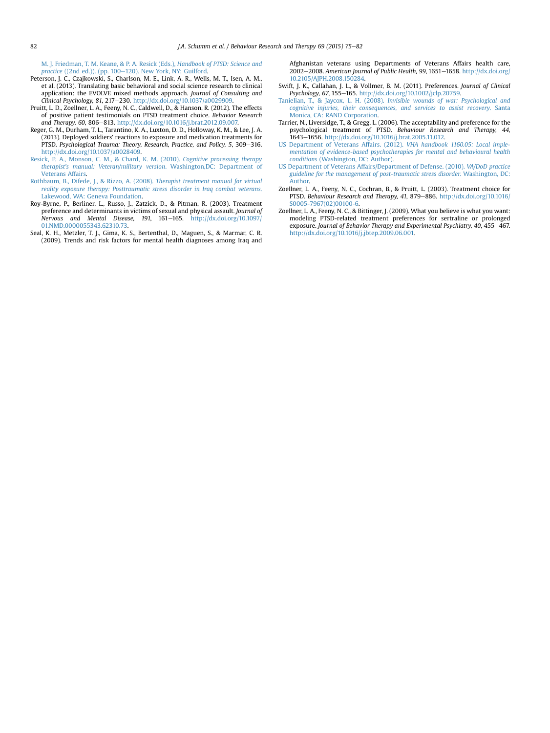M. J. Friedman, T. M. Keane, & P. A. Resick (Eds.), *Handbook of PTSD: Science and practice* ((2nd ed.)). (pp. 100–120). New York, NY: Guilford.

Peterson, J. C., Czajkowski, S., Charlson, M. E., Link, A. R., Wells, M. T., Isen, A. M., et al. (2013). Translating basic behavioral and social science research to clinical application: the EVOLVE mixed methods approach. *Journal of Consulting and Clinical Psychology, 81*, 217–230. http://dx.doi.org/10.1037/a0029909.

Pruitt, L. D., Zoellner, L. A., Feeny, N. C., Caldwell, D., & Hanson, R. (2012). The effects of positive patient testimonials on PTSD treatment choice. *Behavior Research and Therapy, 60*, 806–813. http://dx.doi.org/10.1016/j.brat.2012.09.007.

Reger, G. M., Durham, T. L., Tarantino, K. A., Luxton, D. D., Holloway, K. M., & Lee, J. A. (2013). Deployed soldiers' reactions to exposure and medication treatments for PTSD. *Psychological Trauma: Theory, Research, Practice, and Policy, 5*, 309–316. http://dx.doi.org/10.1037/a0028409.

Resick, P. A., Monson, C. M., & Chard, K. M. (2010). *Cognitive processing therapy therapist's manual: Veteran/military version*. Washington,DC: Department of Veterans Affairs.

Rothbaum, B., Difede, J., & Rizzo, A. (2008). *Therapist treatment manual for virtual reality exposure therapy: Posttraumatic stress disorder in Iraq combat veterans*. Lakewood, WA: Geneva Foundation.

Roy-Byrne, P., Berliner, L., Russo, J., Zatzick, D., & Pitman, R. (2003). Treatment preference and determinants in victims of sexual and physical assault. *Journal of Nervous and Mental Disease, 191*, 161–165. http://dx.doi.org/10.1097/01.NMD.0000055343.62310.73.

Seal, K. H., Metzler, T. J., Gima, K. S., Bertenthal, D., Maguen, S., & Marmar, C. R. (2009). Trends and risk factors for mental health diagnoses among Iraq and Afghanistan veterans using Departments of Veterans Affairs health care, 2002–2008. *American Journal of Public Health, 99*, 1651–1658. http://dx.doi.org/10.2105/AJPH.2008.150284.

Swift, J. K., Callahan, J. L., & Vollmer, B. M. (2011). Preferences. *Journal of Clinical Psychology, 67*, 155–165. http://dx.doi.org/10.1002/jclp.20759.

Tanielian, T., & Jaycox, L. H. (2008). *Invisible wounds of war: Psychological and cognitive injuries, their consequences, and services to assist recovery*. Santa Monica, CA: RAND Corporation.

Tarrier, N., Liversidge, T., & Gregg, L. (2006). The acceptability and preference for the psychological treatment of PTSD. *Behaviour Research and Therapy, 44*, 1643–1656. http://dx.doi.org/10.1016/j.brat.2005.11.012.

US Department of Veterans Affairs. (2012). *VHA handbook 1160.05: Local implementation of evidence-based psychotherapies for mental and behavioural health conditions* (Washington, DC: Author).

US Department of Veterans Affairs/Department of Defense. (2010). *VA/DoD practice guideline for the management of post-traumatic stress disorder*. Washington, DC: Author.

Zoellner, L. A., Feeny, N. C., Cochran, B., & Pruitt, L. (2003). Treatment choice for PTSD. *Behaviour Research and Therapy, 41*, 879–886. http://dx.doi.org/10.1016/S0005-7967(02)00100-6.

Zoellner, L. A., Feeny, N. C., & Bittinger, J. (2009). What you believe is what you want: modeling PTSD-related treatment preferences for sertraline or prolonged exposure. *Journal of Behavior Therapy and Experimental Psychiatry, 40*, 455–467. http://dx.doi.org/10.1016/j.jbtep.2009.06.001.